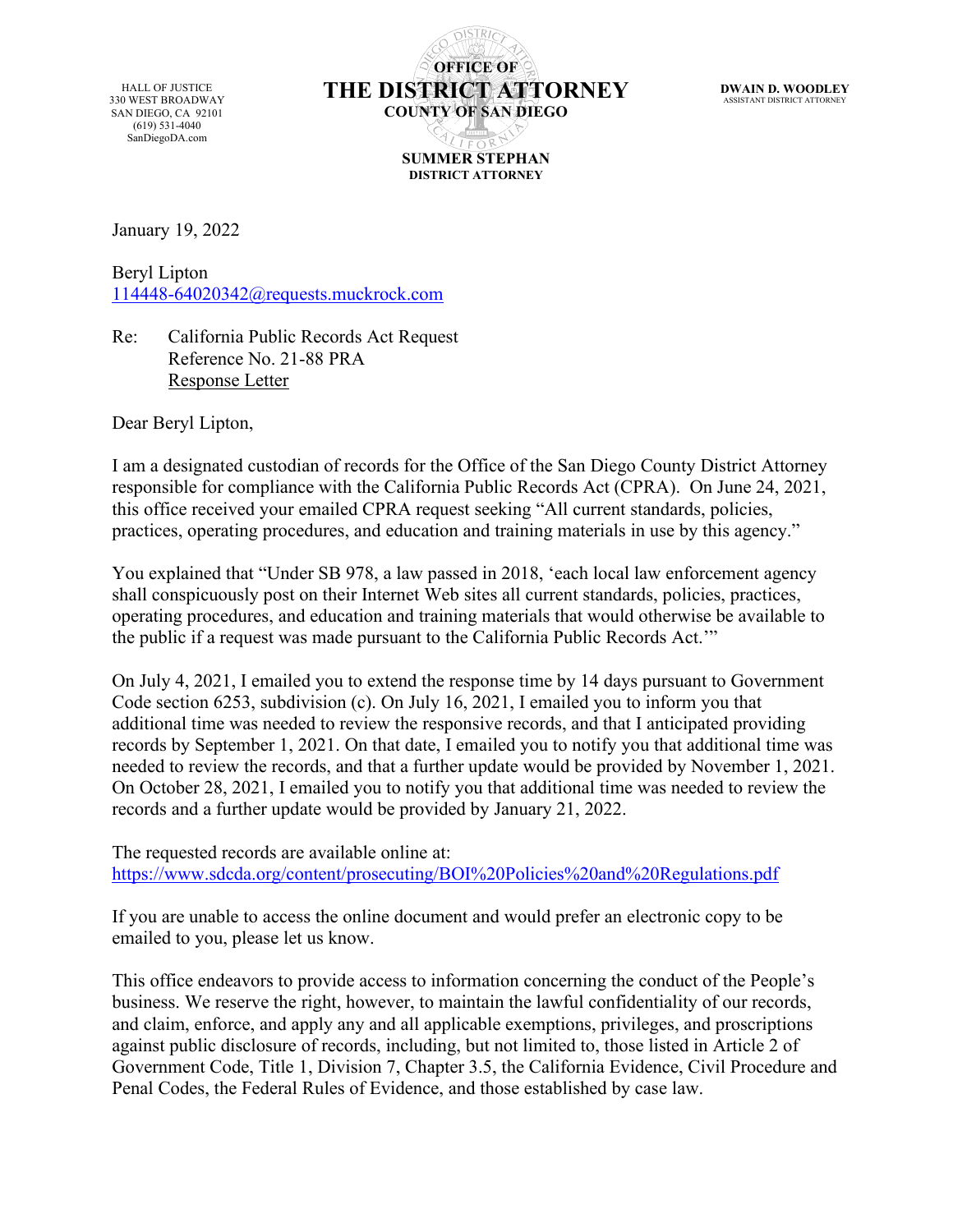HALL OF JUSTICE
330 WEST BROADWAY
SAN DIEGO, CA 92101
(619) 531-4040
SanDiegoDA.com

**OFFICE OF**
# THE DISTRICT ATTORNEY
**COUNTY OF SAN DIEGO**

**SUMMER STEPHAN**
**DISTRICT ATTORNEY**

**DWAIN D. WOODLEY**
ASSISTANT DISTRICT ATTORNEY

January 19, 2022

Beryl Lipton
114448-64020342@requests.muckrock.com

Re: California Public Records Act Request
Reference No. 21-88 PRA
Response Letter

Dear Beryl Lipton,

I am a designated custodian of records for the Office of the San Diego County District Attorney responsible for compliance with the California Public Records Act (CPRA). On June 24, 2021, this office received your emailed CPRA request seeking "All current standards, policies, practices, operating procedures, and education and training materials in use by this agency."

You explained that "Under SB 978, a law passed in 2018, 'each local law enforcement agency shall conspicuously post on their Internet Web sites all current standards, policies, practices, operating procedures, and education and training materials that would otherwise be available to the public if a request was made pursuant to the California Public Records Act.'"

On July 4, 2021, I emailed you to extend the response time by 14 days pursuant to Government Code section 6253, subdivision (c). On July 16, 2021, I emailed you to inform you that additional time was needed to review the responsive records, and that I anticipated providing records by September 1, 2021. On that date, I emailed you to notify you that additional time was needed to review the records, and that a further update would be provided by November 1, 2021. On October 28, 2021, I emailed you to notify you that additional time was needed to review the records and a further update would be provided by January 21, 2022.

The requested records are available online at:
https://www.sdcda.org/content/prosecuting/BOI%20Policies%20and%20Regulations.pdf

If you are unable to access the online document and would prefer an electronic copy to be emailed to you, please let us know.

This office endeavors to provide access to information concerning the conduct of the People's business. We reserve the right, however, to maintain the lawful confidentiality of our records, and claim, enforce, and apply any and all applicable exemptions, privileges, and proscriptions against public disclosure of records, including, but not limited to, those listed in Article 2 of Government Code, Title 1, Division 7, Chapter 3.5, the California Evidence, Civil Procedure and Penal Codes, the Federal Rules of Evidence, and those established by case law.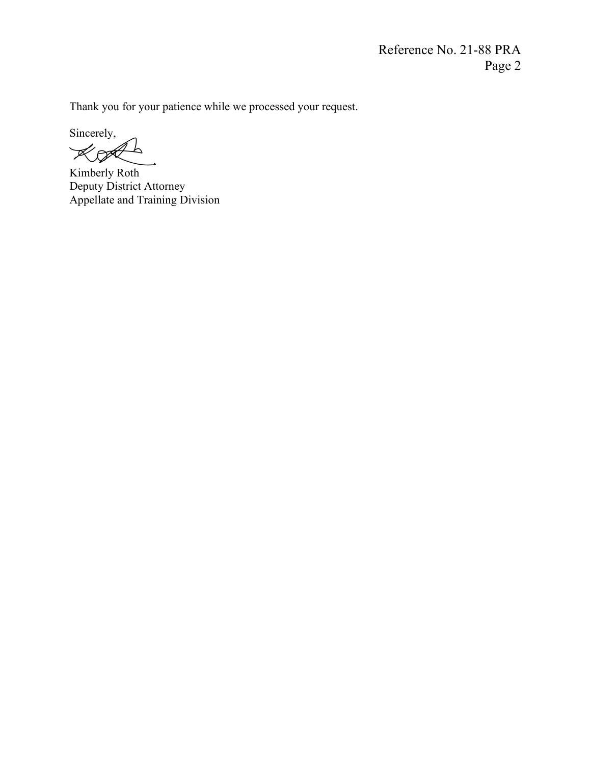Thank you for your patience while we processed your request.

Sincerely,

Kimberly Roth
Deputy District Attorney
Appellate and Training Division